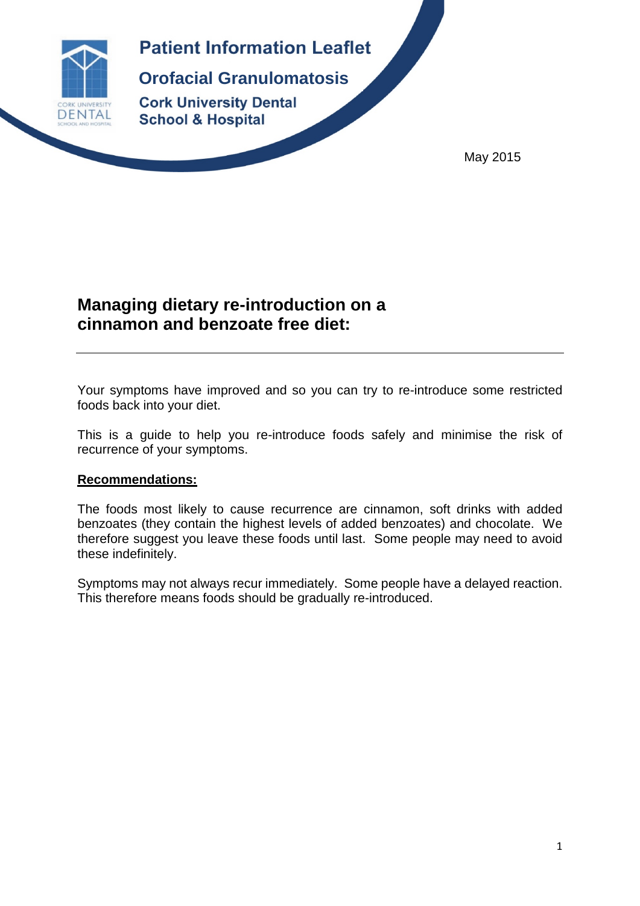# Patient Information Leaflet

## Orofacial Granulomatosis

### Cork University Dental School & Hospital

May 2015

## Managing dietary re-introduction on a cinnamon and benzoate free diet:

---

Your symptoms have improved and so you can try to re-introduce some restricted foods back into your diet.

This is a guide to help you re-introduce foods safely and minimise the risk of recurrence of your symptoms.

**Recommendations:**

The foods most likely to cause recurrence are cinnamon, soft drinks with added benzoates (they contain the highest levels of added benzoates) and chocolate. We therefore suggest you leave these foods until last. Some people may need to avoid these indefinitely.

Symptoms may not always recur immediately. Some people have a delayed reaction. This therefore means foods should be gradually re-introduced.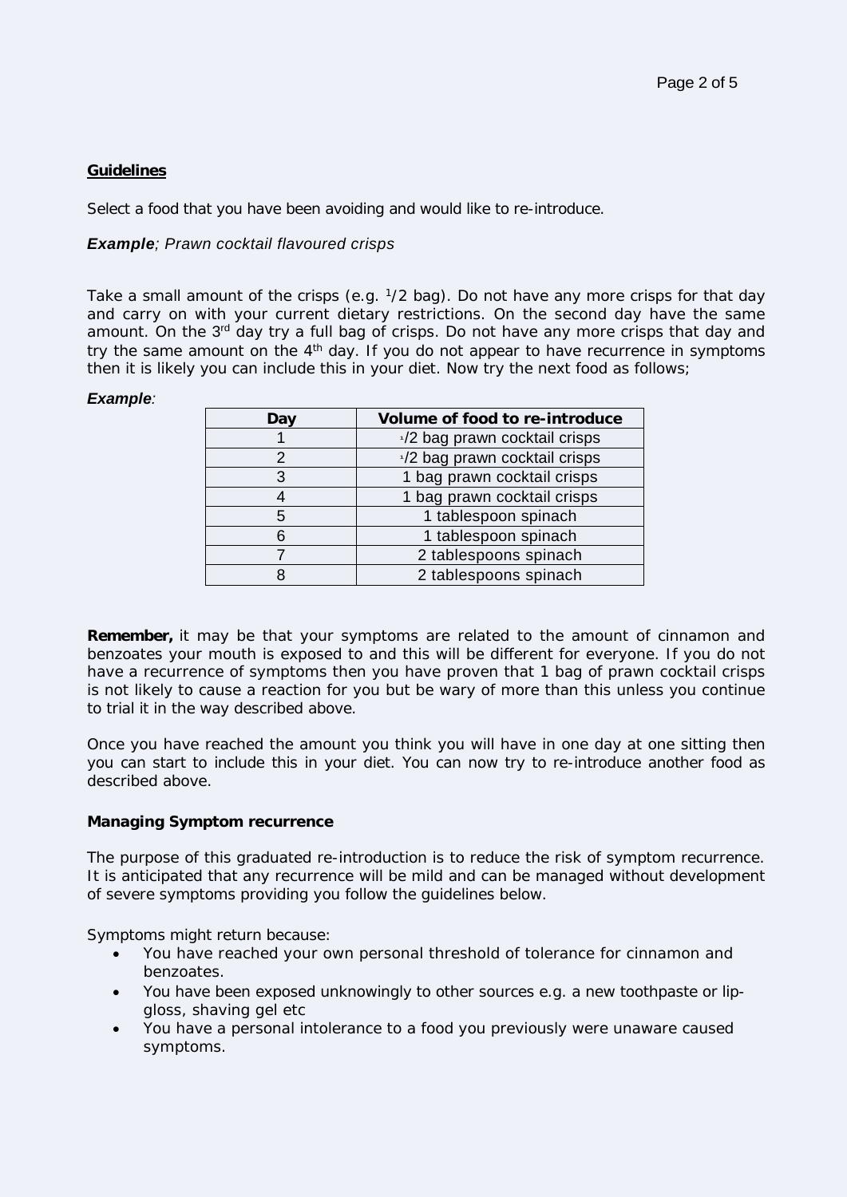**Guidelines**

Select a food that you have been avoiding and would like to re-introduce.

***Example**; Prawn cocktail flavoured crisps*

Take a small amount of the crisps (e.g. 1/2 bag). Do not have any more crisps for that day and carry on with your current dietary restrictions. On the second day have the same amount. On the 3rd day try a full bag of crisps. Do not have any more crisps that day and try the same amount on the 4th day. If you do not appear to have recurrence in symptoms then it is likely you can include this in your diet. Now try the next food as follows;

***Example**:*

| Day | Volume of food to re-introduce |
|---|---|
| 1 | 1/2 bag prawn cocktail crisps |
| 2 | 1/2 bag prawn cocktail crisps |
| 3 | 1 bag prawn cocktail crisps |
| 4 | 1 bag prawn cocktail crisps |
| 5 | 1 tablespoon spinach |
| 6 | 1 tablespoon spinach |
| 7 | 2 tablespoons spinach |
| 8 | 2 tablespoons spinach |

**Remember,** it may be that your symptoms are related to the amount of cinnamon and benzoates your mouth is exposed to and this will be different for everyone. If you do not have a recurrence of symptoms then you have proven that 1 bag of prawn cocktail crisps is not likely to cause a reaction for you but be wary of more than this unless you continue to trial it in the way described above.

Once you have reached the amount you think you will have in one day at one sitting then you can start to include this in your diet. You can now try to re-introduce another food as described above.

**Managing Symptom recurrence**

The purpose of this graduated re-introduction is to reduce the risk of symptom recurrence. It is anticipated that any recurrence will be mild and can be managed without development of severe symptoms providing you follow the guidelines below.

Symptoms might return because:

- You have reached your own personal threshold of tolerance for cinnamon and benzoates.
- You have been exposed unknowingly to other sources e.g. a new toothpaste or lip-gloss, shaving gel etc
- You have a personal intolerance to a food you previously were unaware caused symptoms.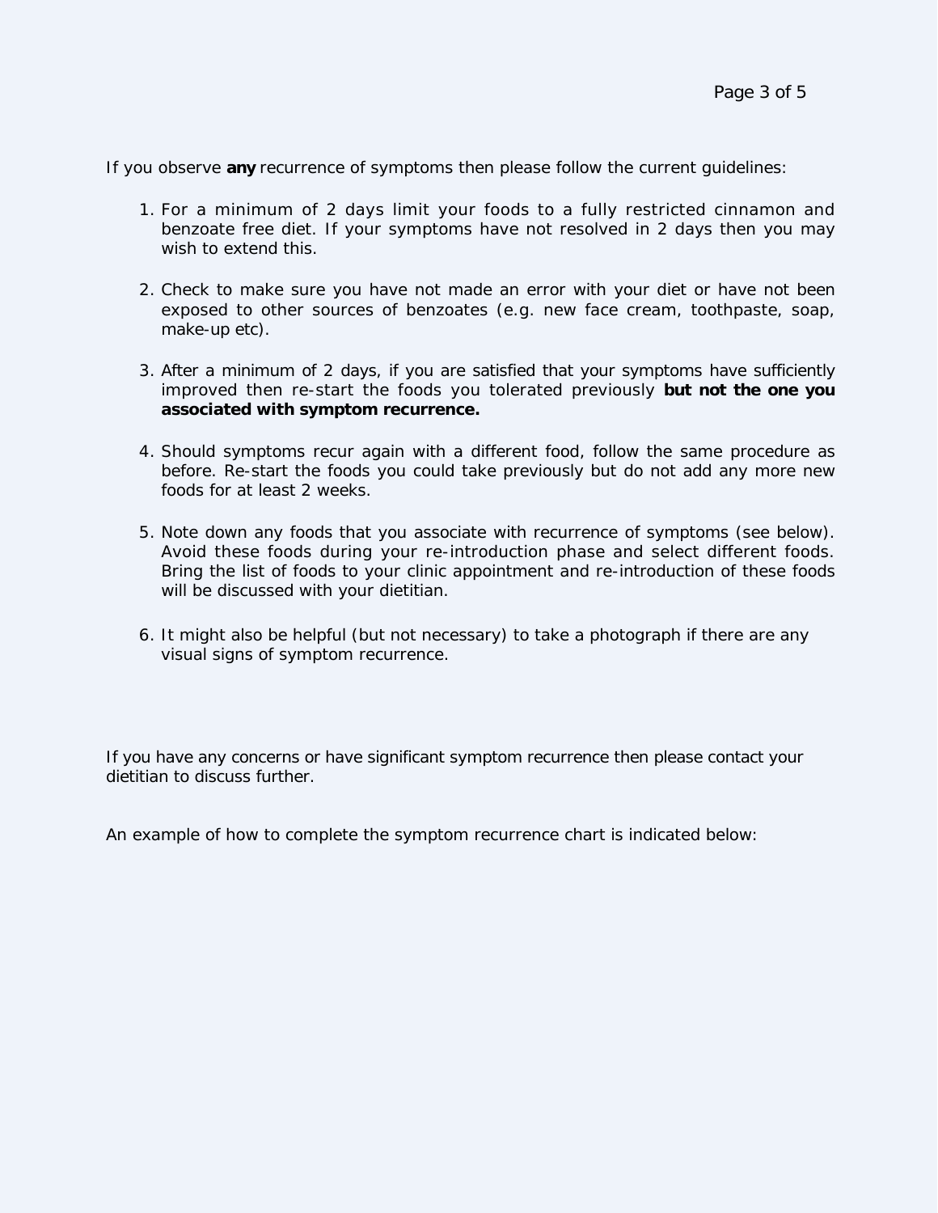If you observe **any** recurrence of symptoms then please follow the current guidelines:

1. For a minimum of 2 days limit your foods to a fully restricted cinnamon and benzoate free diet. If your symptoms have not resolved in 2 days then you may wish to extend this.

2. Check to make sure you have not made an error with your diet or have not been exposed to other sources of benzoates (e.g. new face cream, toothpaste, soap, make-up etc).

3. After a minimum of 2 days, if you are satisfied that your symptoms have sufficiently improved then re-start the foods you tolerated previously **but not the one you associated with symptom recurrence.**

4. Should symptoms recur again with a different food, follow the same procedure as before. Re-start the foods you could take previously but do not add any more new foods for at least 2 weeks.

5. Note down any foods that you associate with recurrence of symptoms (see below). Avoid these foods during your re-introduction phase and select different foods. Bring the list of foods to your clinic appointment and re-introduction of these foods will be discussed with your dietitian.

6. It might also be helpful (but not necessary) to take a photograph if there are any visual signs of symptom recurrence.

If you have any concerns or have significant symptom recurrence then please contact your dietitian to discuss further.

An example of how to complete the symptom recurrence chart is indicated below: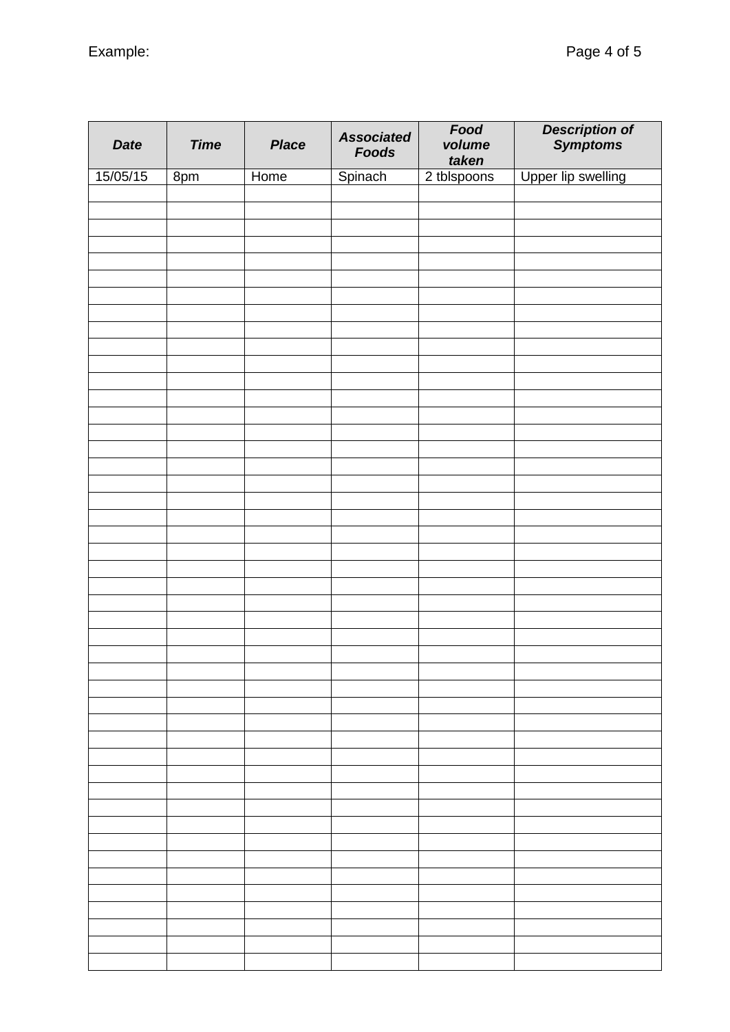Example:

| ***Date*** | ***Time*** | ***Place*** | ***Associated Foods*** | ***Food volume taken*** | ***Description of Symptoms*** |
|---|---|---|---|---|---|
| 15/05/15 | 8pm | Home | Spinach | 2 tblspoons | Upper lip swelling |
| | | | | | |
| | | | | | |
| | | | | | |
| | | | | | |
| | | | | | |
| | | | | | |
| | | | | | |
| | | | | | |
| | | | | | |
| | | | | | |
| | | | | | |
| | | | | | |
| | | | | | |
| | | | | | |
| | | | | | |
| | | | | | |
| | | | | | |
| | | | | | |
| | | | | | |
| | | | | | |
| | | | | | |
| | | | | | |
| | | | | | |
| | | | | | |
| | | | | | |
| | | | | | |
| | | | | | |
| | | | | | |
| | | | | | |
| | | | | | |
| | | | | | |
| | | | | | |
| | | | | | |
| | | | | | |
| | | | | | |
| | | | | | |
| | | | | | |
| | | | | | |
| | | | | | |
| | | | | | |
| | | | | | |
| | | | | | |
| | | | | | |
| | | | | | |
| | | | | | |
| | | | | | |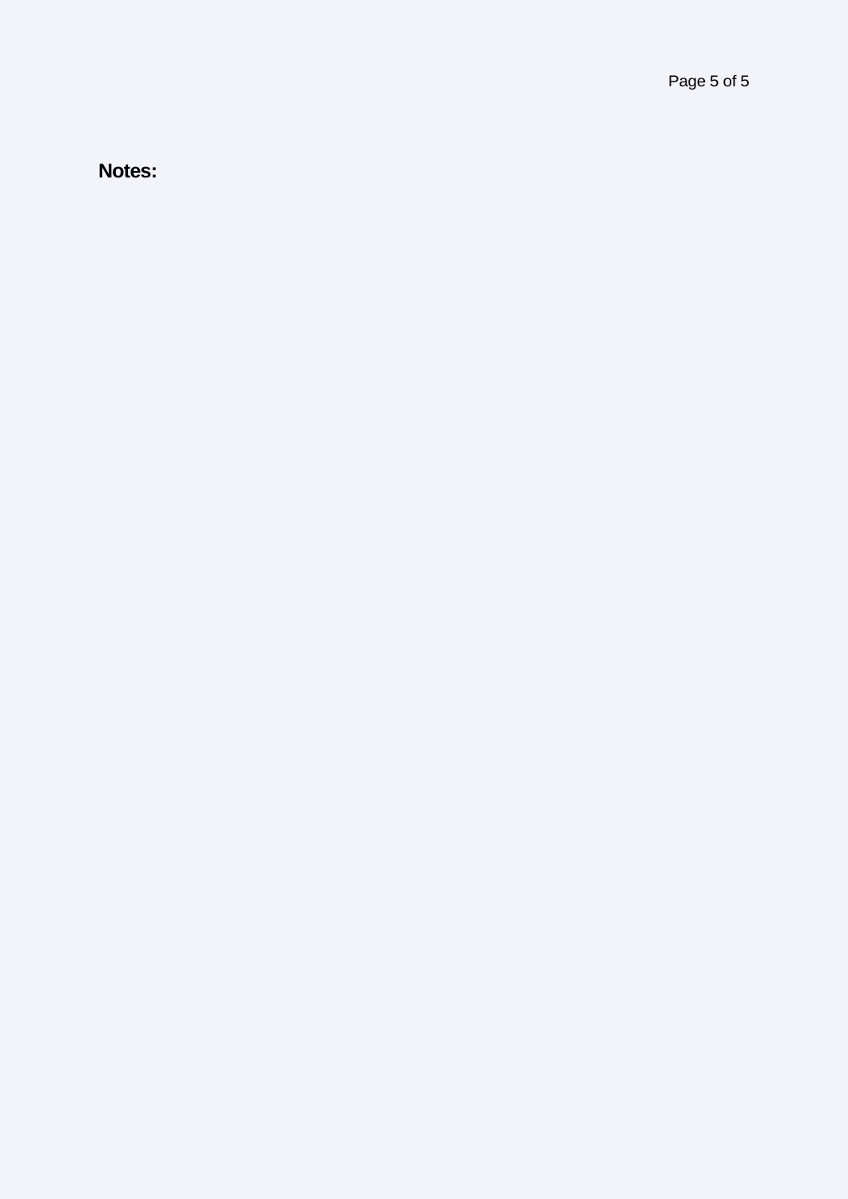**Notes:**